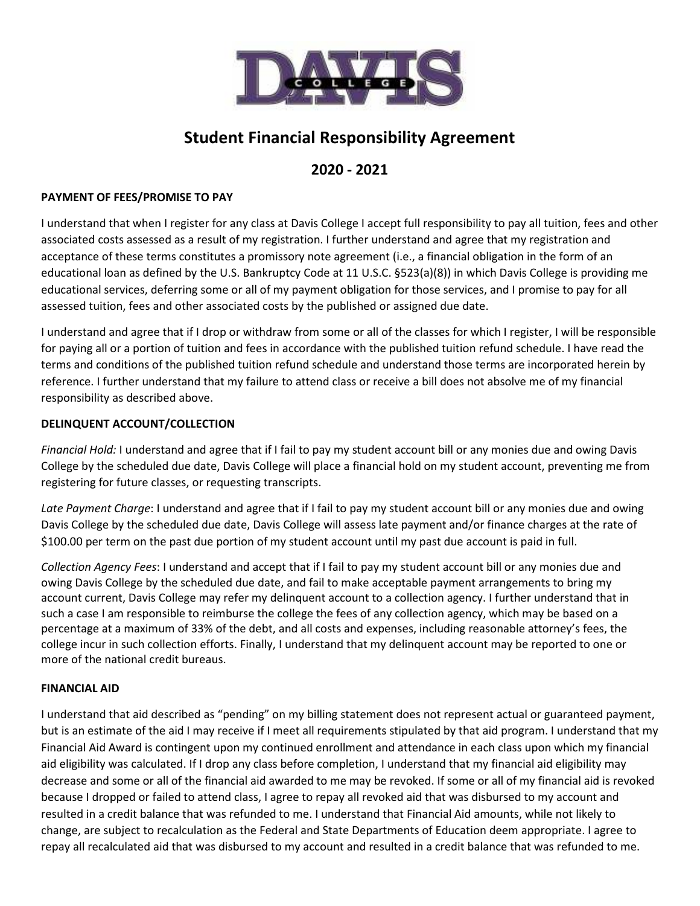# Student Financial Responsibility Agreement

## 2020 - 2021

**PAYMENT OF FEES/PROMISE TO PAY**

I understand that when I register for any class at Davis College I accept full responsibility to pay all tuition, fees and other associated costs assessed as a result of my registration. I further understand and agree that my registration and acceptance of these terms constitutes a promissory note agreement (i.e., a financial obligation in the form of an educational loan as defined by the U.S. Bankruptcy Code at 11 U.S.C. §523(a)(8)) in which Davis College is providing me educational services, deferring some or all of my payment obligation for those services, and I promise to pay for all assessed tuition, fees and other associated costs by the published or assigned due date.

I understand and agree that if I drop or withdraw from some or all of the classes for which I register, I will be responsible for paying all or a portion of tuition and fees in accordance with the published tuition refund schedule. I have read the terms and conditions of the published tuition refund schedule and understand those terms are incorporated herein by reference. I further understand that my failure to attend class or receive a bill does not absolve me of my financial responsibility as described above.

**DELINQUENT ACCOUNT/COLLECTION**

*Financial Hold:* I understand and agree that if I fail to pay my student account bill or any monies due and owing Davis College by the scheduled due date, Davis College will place a financial hold on my student account, preventing me from registering for future classes, or requesting transcripts.

*Late Payment Charge*: I understand and agree that if I fail to pay my student account bill or any monies due and owing Davis College by the scheduled due date, Davis College will assess late payment and/or finance charges at the rate of $100.00 per term on the past due portion of my student account until my past due account is paid in full.

*Collection Agency Fees*: I understand and accept that if I fail to pay my student account bill or any monies due and owing Davis College by the scheduled due date, and fail to make acceptable payment arrangements to bring my account current, Davis College may refer my delinquent account to a collection agency. I further understand that in such a case I am responsible to reimburse the college the fees of any collection agency, which may be based on a percentage at a maximum of 33% of the debt, and all costs and expenses, including reasonable attorney's fees, the college incur in such collection efforts. Finally, I understand that my delinquent account may be reported to one or more of the national credit bureaus.

**FINANCIAL AID**

I understand that aid described as "pending" on my billing statement does not represent actual or guaranteed payment, but is an estimate of the aid I may receive if I meet all requirements stipulated by that aid program. I understand that my Financial Aid Award is contingent upon my continued enrollment and attendance in each class upon which my financial aid eligibility was calculated. If I drop any class before completion, I understand that my financial aid eligibility may decrease and some or all of the financial aid awarded to me may be revoked. If some or all of my financial aid is revoked because I dropped or failed to attend class, I agree to repay all revoked aid that was disbursed to my account and resulted in a credit balance that was refunded to me. I understand that Financial Aid amounts, while not likely to change, are subject to recalculation as the Federal and State Departments of Education deem appropriate. I agree to repay all recalculated aid that was disbursed to my account and resulted in a credit balance that was refunded to me.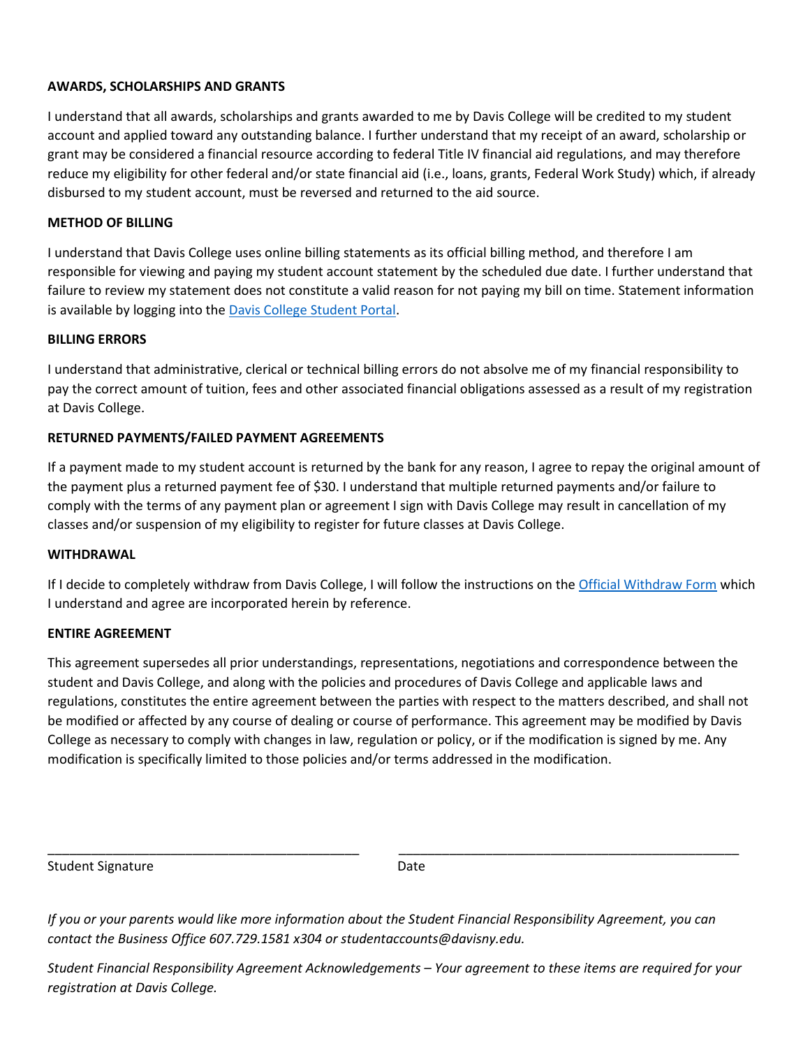**AWARDS, SCHOLARSHIPS AND GRANTS**

I understand that all awards, scholarships and grants awarded to me by Davis College will be credited to my student account and applied toward any outstanding balance. I further understand that my receipt of an award, scholarship or grant may be considered a financial resource according to federal Title IV financial aid regulations, and may therefore reduce my eligibility for other federal and/or state financial aid (i.e., loans, grants, Federal Work Study) which, if already disbursed to my student account, must be reversed and returned to the aid source.

**METHOD OF BILLING**

I understand that Davis College uses online billing statements as its official billing method, and therefore I am responsible for viewing and paying my student account statement by the scheduled due date. I further understand that failure to review my statement does not constitute a valid reason for not paying my bill on time. Statement information is available by logging into the Davis College Student Portal.

**BILLING ERRORS**

I understand that administrative, clerical or technical billing errors do not absolve me of my financial responsibility to pay the correct amount of tuition, fees and other associated financial obligations assessed as a result of my registration at Davis College.

**RETURNED PAYMENTS/FAILED PAYMENT AGREEMENTS**

If a payment made to my student account is returned by the bank for any reason, I agree to repay the original amount of the payment plus a returned payment fee of $30. I understand that multiple returned payments and/or failure to comply with the terms of any payment plan or agreement I sign with Davis College may result in cancellation of my classes and/or suspension of my eligibility to register for future classes at Davis College.

**WITHDRAWAL**

If I decide to completely withdraw from Davis College, I will follow the instructions on the Official Withdraw Form which I understand and agree are incorporated herein by reference.

**ENTIRE AGREEMENT**

This agreement supersedes all prior understandings, representations, negotiations and correspondence between the student and Davis College, and along with the policies and procedures of Davis College and applicable laws and regulations, constitutes the entire agreement between the parties with respect to the matters described, and shall not be modified or affected by any course of dealing or course of performance. This agreement may be modified by Davis College as necessary to comply with changes in law, regulation or policy, or if the modification is signed by me. Any modification is specifically limited to those policies and/or terms addressed in the modification.

\_\_\_\_\_\_\_\_\_\_\_\_\_\_\_\_\_\_\_\_\_\_\_\_\_\_\_\_\_\_\_\_\_\_\_\_\_\_\_\_ \_\_\_\_\_\_\_\_\_\_\_\_\_\_\_\_\_\_\_\_\_\_\_\_\_\_\_\_\_\_\_\_\_\_\_\_\_\_\_\_

Student Signature Date

*If you or your parents would like more information about the Student Financial Responsibility Agreement, you can contact the Business Office 607.729.1581 x304 or studentaccounts@davisny.edu.*

*Student Financial Responsibility Agreement Acknowledgements – Your agreement to these items are required for your registration at Davis College.*